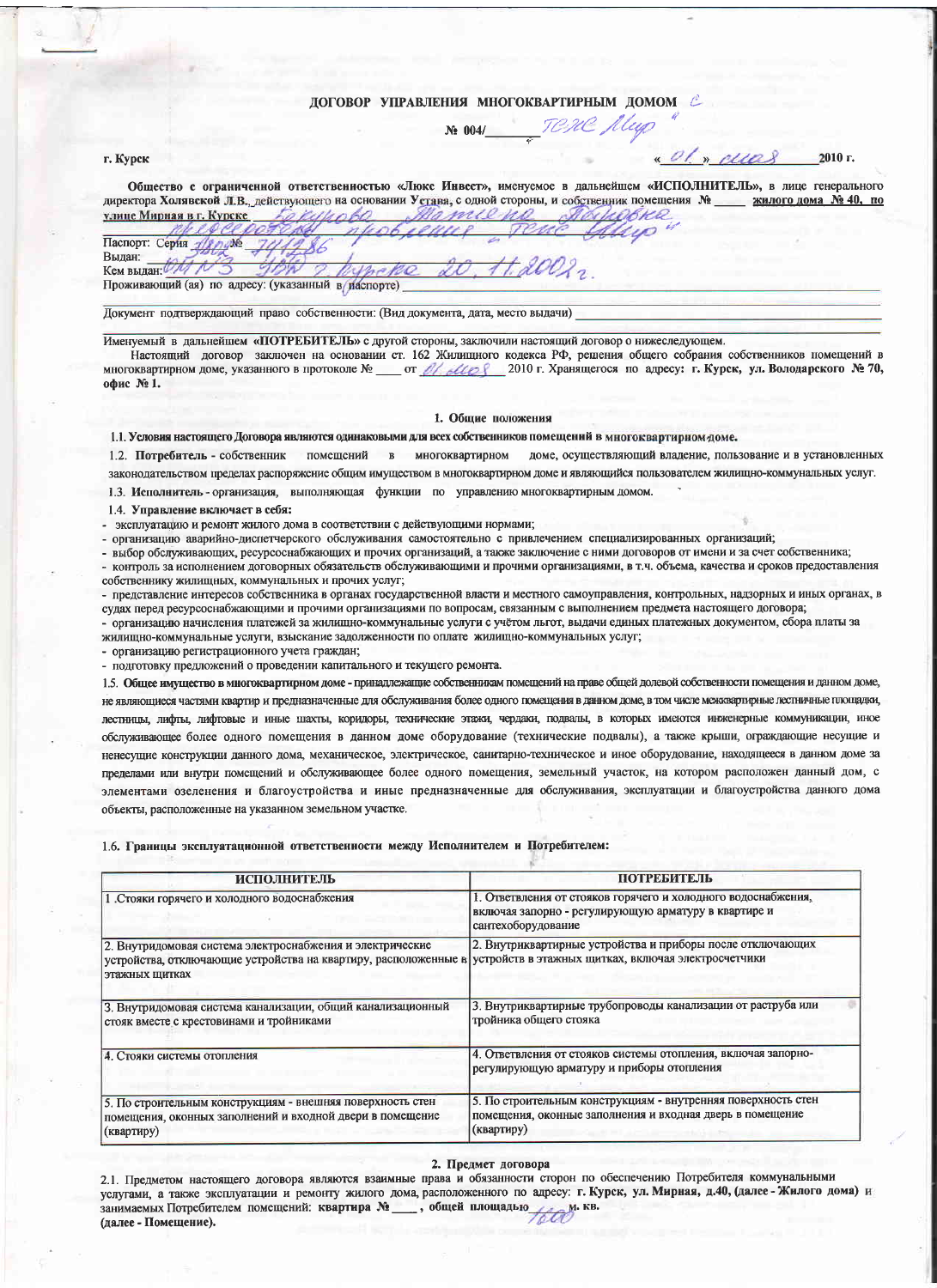# ДОГОВОР УПРАВЛЕНИЯ МНОГОКВАРТИРНЫМ ДОМОМ

№ 004/ ТСЖС "Мир"

г. Курск «01» мая 2010 г.

**Общество с ограниченной ответственностью «Люкс Инвест»**, именуемое в дальнейшем **«ИСПОЛНИТЕЛЬ»**, в лице генерального директора **Холявской Л.В.**, действующего на основании Устава, с одной стороны, и собственник помещения № ____ **жилого дома № 40, по улице Мирная в г. Курске** Бокурова Татьяна Петровна председатель правления ТСЖС "Мир"

Паспорт: Серия 3802 № 741186

Выдан:

Кем выдан: ОМ № 3 УВД г. Курска 20.11.2002 г.

Проживающий (ая) по адресу: (указанный в паспорте) ____________________

Документ подтверждающий право собственности: (Вид документа, дата, место выдачи) ____________________

Именуемый в дальнейшем **«ПОТРЕБИТЕЛЬ»** с другой стороны, заключили настоящий договор о нижеследующем.

Настоящий договор заключен на основании ст. 162 Жилищного кодекса РФ, решения общего собрания собственников помещений в многоквартирном доме, указанного в протоколе № ____ от 01 мая 2010 г. Хранящегося по адресу: **г. Курск, ул. Володарского № 70, офис № 1.**

## 1. Общие положения

**1.1. Условия настоящего Договора являются одинаковыми для всех собственников помещений в многоквартирном доме.**

1.2. **Потребитель** - собственник помещений в многоквартирном доме, осуществляющий владение, пользование и в установленных законодательством пределах распоряжение общим имуществом в многоквартирном доме и являющийся пользователем жилищно-коммунальных услуг.

1.3. **Исполнитель** - организация, выполняющая функции по управлению многоквартирным домом.

1.4. **Управление включает в себя:**

- эксплуатацию и ремонт жилого дома в соответствии с действующими нормами;
- организацию аварийно-диспетчерского обслуживания самостоятельно с привлечением специализированных организаций;
- выбор обслуживающих, ресурсоснабжающих и прочих организаций, а также заключение с ними договоров от имени и за счет собственника;
- контроль за исполнением договорных обязательств обслуживающими и прочими организациями, в т.ч. объема, качества и сроков предоставления собственнику жилищных, коммунальных и прочих услуг;
- представление интересов собственника в органах государственной власти и местного самоуправления, контрольных, надзорных и иных органах, в судах перед ресурсоснабжающими и прочими организациями по вопросам, связанным с выполнением предмета настоящего договора;
- организацию начисления платежей за жилищно-коммунальные услуги с учётом льгот, выдачи единых платежных документом, сбора платы за жилищно-коммунальные услуги, взыскание задолженности по оплате жилищно-коммунальных услуг;
- организацию регистрационного учета граждан;
- подготовку предложений о проведении капитального и текущего ремонта.

1.5. **Общее имущество в многоквартирном доме** - принадлежащие собственникам помещений на праве общей долевой собственности помещения в данном доме, не являющиеся частями квартир и предназначенные для обслуживания более одного помещения в данном доме, в том числе межквартирные лестничные площадки, лестницы, лифты, лифтовые и иные шахты, коридоры, технические этажи, чердаки, подвалы, в которых имеются инженерные коммуникации, иное обслуживающее более одного помещения в данном доме оборудование (технические подвалы), а также крыши, ограждающие несущие и ненесущие конструкции данного дома, механическое, электрическое, санитарно-техническое и иное оборудование, находящееся в данном доме за пределами или внутри помещений и обслуживающее более одного помещения, земельный участок, на котором расположен данный дом, с элементами озеленения и благоустройства и иные предназначенные для обслуживания, эксплуатации и благоустройства данного дома объекты, расположенные на указанном земельном участке.

1.6. **Границы эксплуатационной ответственности между Исполнителем и Потребителем:**

| ИСПОЛНИТЕЛЬ | ПОТРЕБИТЕЛЬ |
|---|---|
| 1 .Стояки горячего и холодного водоснабжения | 1. Ответвления от стояков горячего и холодного водоснабжения, включая запорно - регулирующую арматуру в квартире и сантехоборудование |
| 2. Внутридомовая система электроснабжения и электрические устройства, отключающие устройства на квартиру, расположенные в этажных щитках | 2. Внутриквартирные устройства и приборы после отключающих устройств в этажных щитках, включая электросчетчики |
| 3. Внутридомовая система канализации, общий канализационный стояк вместе с крестовинами и тройниками | 3. Внутриквартирные трубопроводы канализации от раструба или тройника общего стояка |
| 4. Стояки системы отопления | 4. Ответвления от стояков системы отопления, включая запорно-регулирующую арматуру и приборы отопления |
| 5. По строительным конструкциям - внешняя поверхность стен помещения, оконных заполнений и входной двери в помещение (квартиру) | 5. По строительным конструкциям - внутренняя поверхность стен помещения, оконные заполнения и входная дверь в помещение (квартиру) |

## 2. Предмет договора

2.1. Предметом настоящего договора являются взаимные права и обязанности сторон по обеспечению Потребителя коммунальными услугами, а также эксплуатации и ремонту жилого дома, расположенного по адресу: **г. Курск, ул. Мирная, д.40, (далее - Жилого дома)** и занимаемых Потребителем помещений: **квартира № ____, общей площадью** 1600 **м. кв. (далее - Помещение).**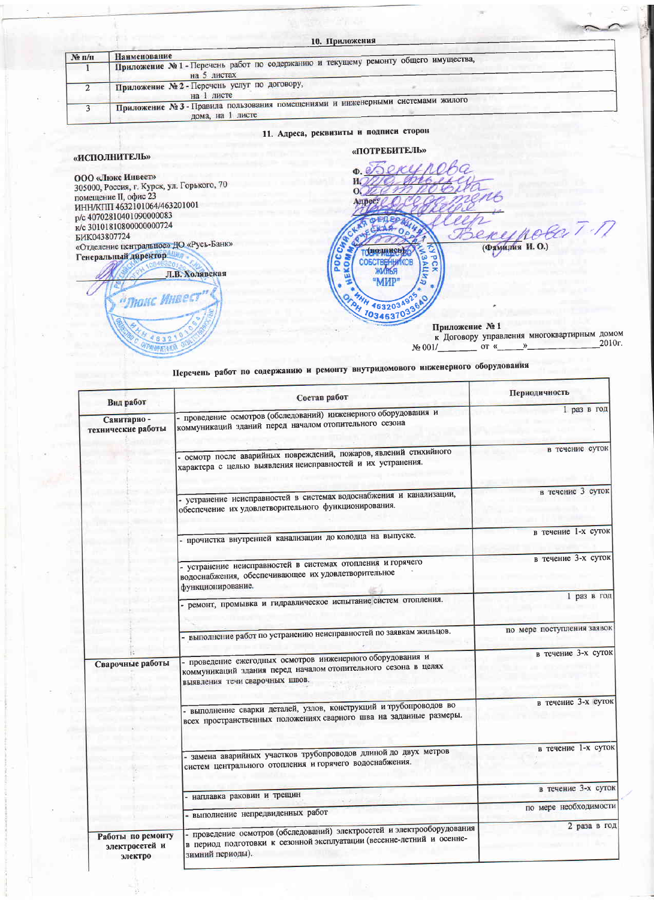## 10. Приложения

| № п/п | Наименование |
|---|---|
| 1 | Приложение № 1 - Перечень работ по содержанию и текущему ремонту общего имущества, на 5 листах |
| 2 | Приложение № 2 - Перечень услуг по договору, на 1 листе |
| 3 | Приложение № 3 - Правила пользования помещениями и инженерными системами жилого дома, на 1 листе |

## 11. Адреса, реквизиты и подписи сторон

**«ИСПОЛНИТЕЛЬ»**

ООО «Люкс Инвест»
305000, Россия, г. Курск, ул. Горького, 70
помещение II, офис 23
ИНН/КПП 4632101064/463201001
р/с 40702810401090000083
к/с 30101810800000000724
БИК043807724
«Отделение центральное» ДО «Русь-Банк»
Генеральный директор

_______________ Л.В. Холявская

**«ПОТРЕБИТЕЛЬ»**

Ф. Бекурова
И. Татьяна
О. Петровна
Адрес: _______________

_______________ (подпись) Бекурова Т.П. (Фамилия И. О.)

**Приложение № 1**
к Договору управления многоквартирным домом
№ 001/________ от «_____»_______________2010г.

### Перечень работ по содержанию и ремонту внутридомового инженерного оборудования

| Вид работ | Состав работ | Периодичность |
|---|---|---|
| Санитарно - технические работы | - проведение осмотров (обследований) инженерного оборудования и коммуникаций зданий перед началом отопительного сезона | 1 раз в год |
| | - осмотр после аварийных повреждений, пожаров, явлений стихийного характера с целью выявления неисправностей и их устранения. | в течение суток |
| | - устранение неисправностей в системах водоснабжения и канализации, обеспечение их удовлетворительного функционирования. | в течение 3 суток |
| | - прочистка внутренней канализации до колодца на выпуске. | в течение 1-х суток |
| | - устранение неисправностей в системах отопления и горячего водоснабжения, обеспечивающее их удовлетворительное функционирование. | в течение 3-х суток |
| | - ремонт, промывка и гидравлическое испытание систем отопления. | 1 раз в год |
| | - выполнение работ по устранению неисправностей по заявкам жильцов. | по мере поступления заявок |
| Сварочные работы | - проведение ежегодных осмотров инженерного оборудования и коммуникаций здания перед началом отопительного сезона в целях выявления течи сварочных швов. | в течение 3-х суток |
| | - выполнение сварки деталей, узлов, конструкций и трубопроводов во всех пространственных положениях сварного шва на заданные размеры. | в течение 3-х суток |
| | - замена аварийных участков трубопроводов длиной до двух метров систем центрального отопления и горячего водоснабжения. | в течение 1-х суток |
| | - наплавка раковин и трещин | в течение 3-х суток |
| | - выполнение непредвиденных работ | по мере необходимости |
| Работы по ремонту электросетей и электро | - проведение осмотров (обследований) электросетей и электрооборудования в период подготовки к сезонной эксплуатации (весенне-летний и осенне-зимний периоды). | 2 раза в год |